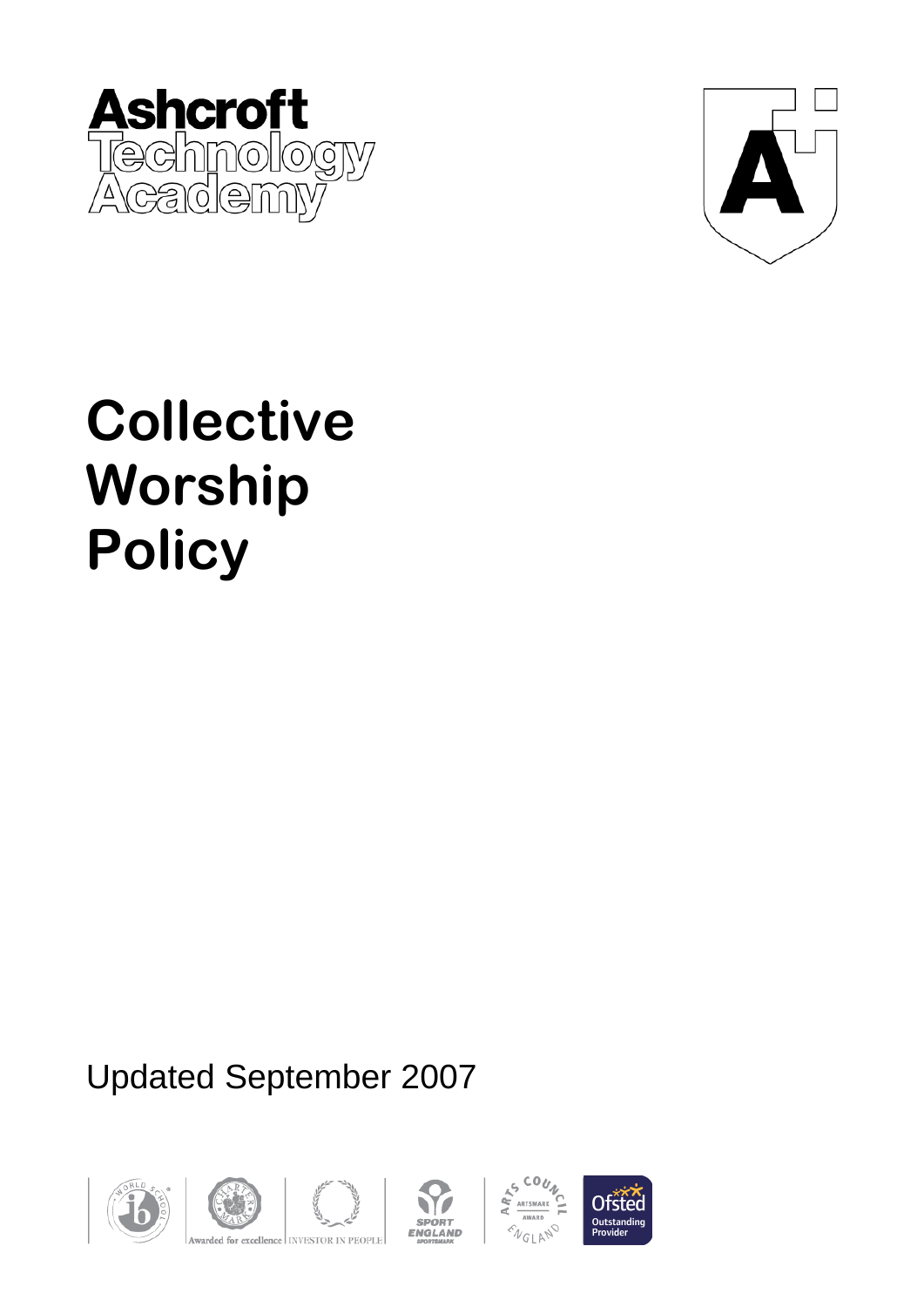Ashcroft Technology Academy

# Collective Worship Policy

Updated September 2007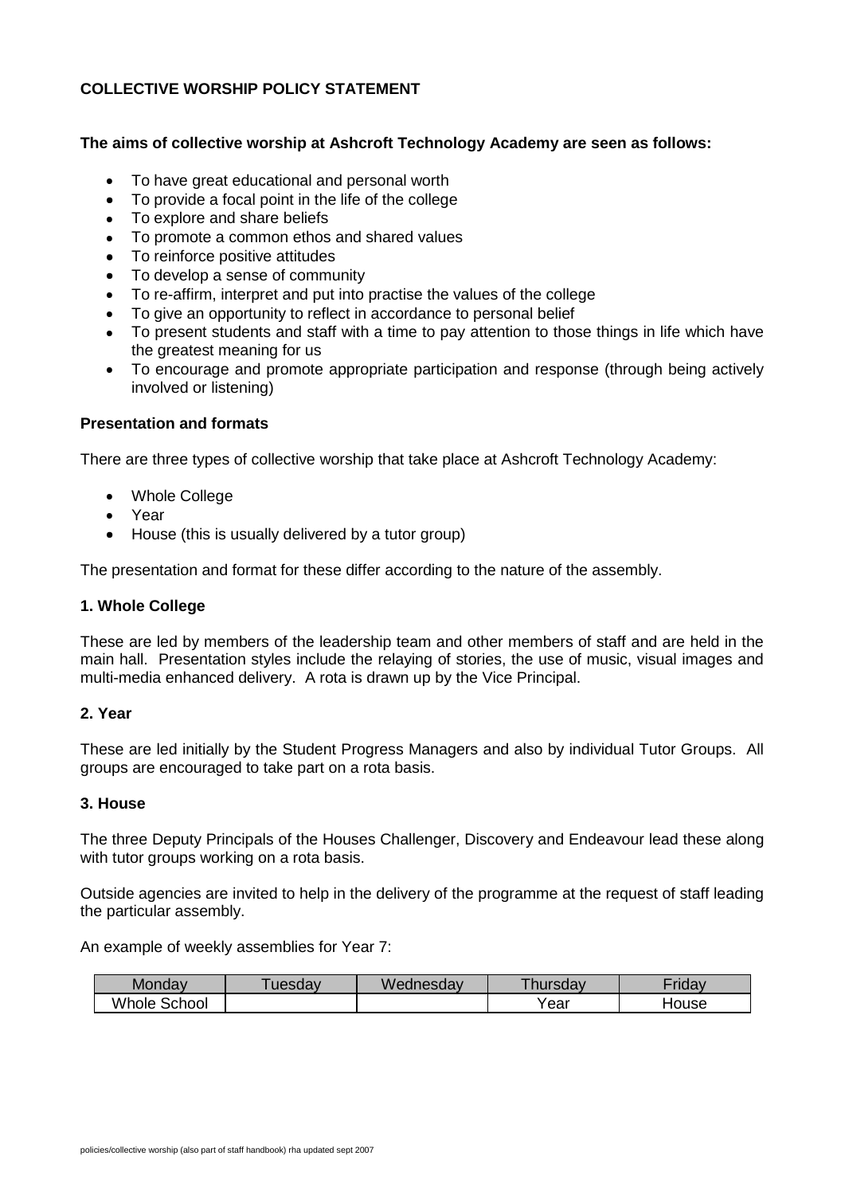**COLLECTIVE WORSHIP POLICY STATEMENT**

**The aims of collective worship at Ashcroft Technology Academy are seen as follows:**

- To have great educational and personal worth
- To provide a focal point in the life of the college
- To explore and share beliefs
- To promote a common ethos and shared values
- To reinforce positive attitudes
- To develop a sense of community
- To re-affirm, interpret and put into practise the values of the college
- To give an opportunity to reflect in accordance to personal belief
- To present students and staff with a time to pay attention to those things in life which have the greatest meaning for us
- To encourage and promote appropriate participation and response (through being actively involved or listening)

**Presentation and formats**

There are three types of collective worship that take place at Ashcroft Technology Academy:

- Whole College
- Year
- House (this is usually delivered by a tutor group)

The presentation and format for these differ according to the nature of the assembly.

**1. Whole College**

These are led by members of the leadership team and other members of staff and are held in the main hall. Presentation styles include the relaying of stories, the use of music, visual images and multi-media enhanced delivery. A rota is drawn up by the Vice Principal.

**2. Year**

These are led initially by the Student Progress Managers and also by individual Tutor Groups. All groups are encouraged to take part on a rota basis.

**3. House**

The three Deputy Principals of the Houses Challenger, Discovery and Endeavour lead these along with tutor groups working on a rota basis.

Outside agencies are invited to help in the delivery of the programme at the request of staff leading the particular assembly.

An example of weekly assemblies for Year 7:

| Monday | Tuesday | Wednesday | Thursday | Friday |
|---|---|---|---|---|
| Whole School | | | Year | House |

policies/collective worship (also part of staff handbook) rha updated sept 2007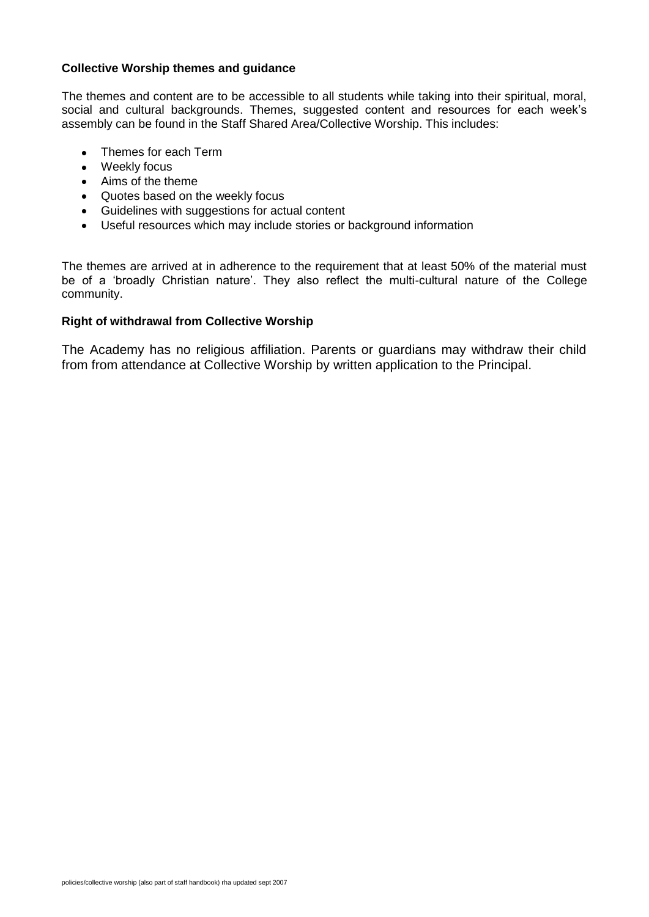**Collective Worship themes and guidance**

The themes and content are to be accessible to all students while taking into their spiritual, moral, social and cultural backgrounds. Themes, suggested content and resources for each week's assembly can be found in the Staff Shared Area/Collective Worship. This includes:

- Themes for each Term
- Weekly focus
- Aims of the theme
- Quotes based on the weekly focus
- Guidelines with suggestions for actual content
- Useful resources which may include stories or background information

The themes are arrived at in adherence to the requirement that at least 50% of the material must be of a 'broadly Christian nature'. They also reflect the multi-cultural nature of the College community.

**Right of withdrawal from Collective Worship**

The Academy has no religious affiliation. Parents or guardians may withdraw their child from from attendance at Collective Worship by written application to the Principal.